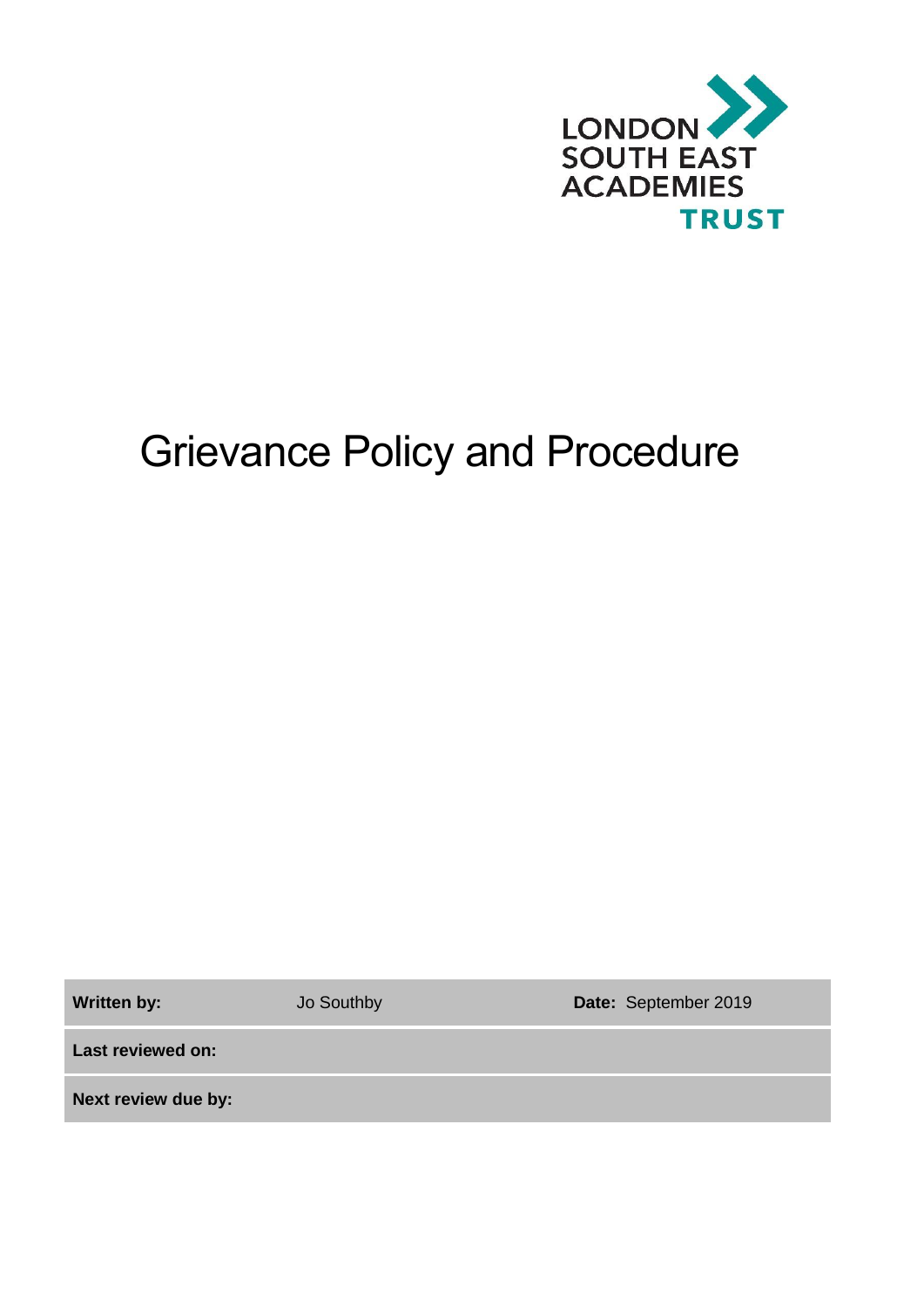LONDON SOUTH EAST ACADEMIES TRUST

# Grievance Policy and Procedure

| **Written by:** | Jo Southby | **Date:** September 2019 |
|---|---|---|
| **Last reviewed on:** | | |
| **Next review due by:** | | |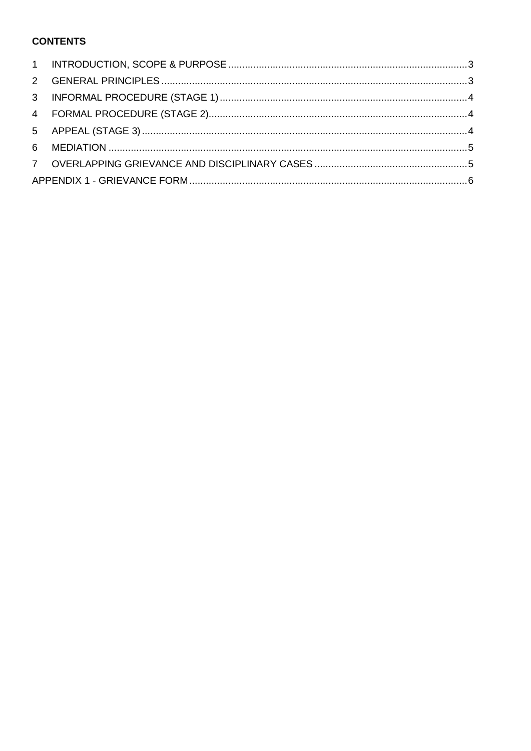**CONTENTS**

1 INTRODUCTION, SCOPE & PURPOSE ..... 3
2 GENERAL PRINCIPLES ..... 3
3 INFORMAL PROCEDURE (STAGE 1) ..... 4
4 FORMAL PROCEDURE (STAGE 2) ..... 4
5 APPEAL (STAGE 3) ..... 4
6 MEDIATION ..... 5
7 OVERLAPPING GRIEVANCE AND DISCIPLINARY CASES ..... 5
APPENDIX 1 - GRIEVANCE FORM ..... 6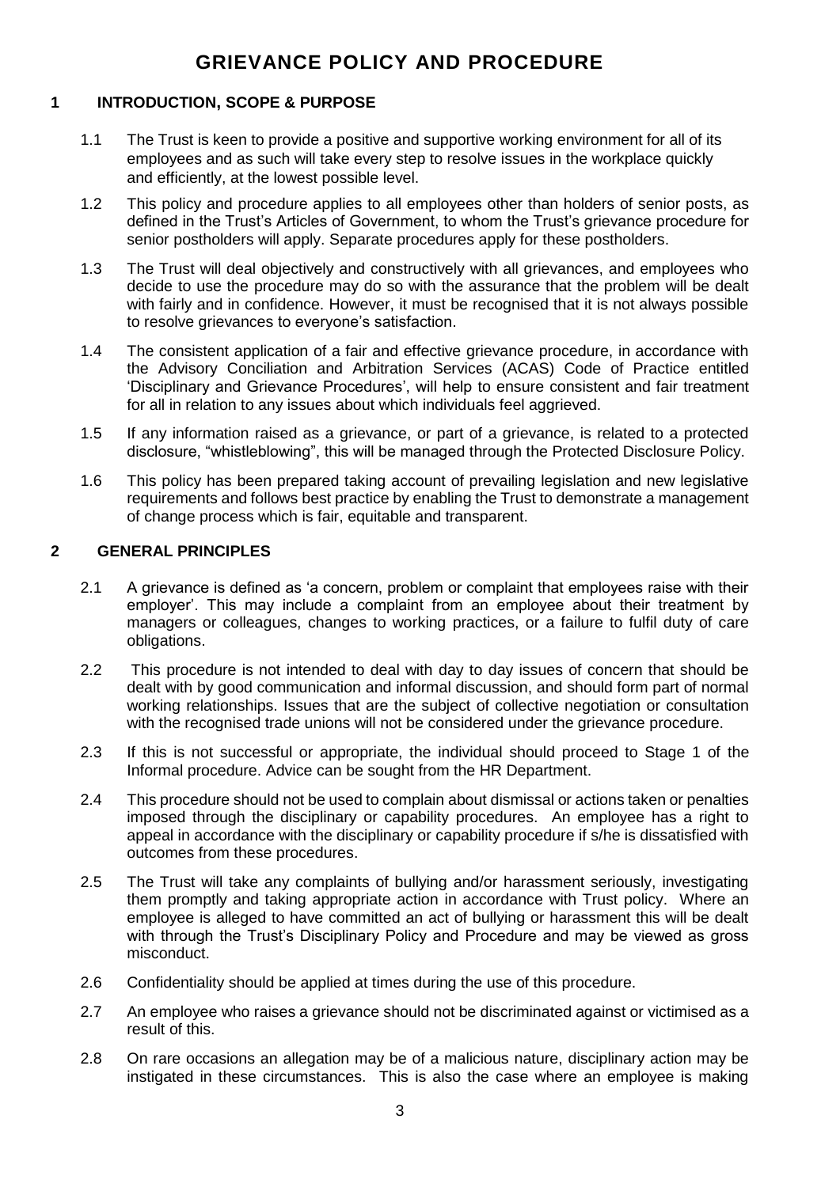# GRIEVANCE POLICY AND PROCEDURE

## 1 INTRODUCTION, SCOPE & PURPOSE

1.1 The Trust is keen to provide a positive and supportive working environment for all of its employees and as such will take every step to resolve issues in the workplace quickly and efficiently, at the lowest possible level.

1.2 This policy and procedure applies to all employees other than holders of senior posts, as defined in the Trust's Articles of Government, to whom the Trust's grievance procedure for senior postholders will apply. Separate procedures apply for these postholders.

1.3 The Trust will deal objectively and constructively with all grievances, and employees who decide to use the procedure may do so with the assurance that the problem will be dealt with fairly and in confidence. However, it must be recognised that it is not always possible to resolve grievances to everyone's satisfaction.

1.4 The consistent application of a fair and effective grievance procedure, in accordance with the Advisory Conciliation and Arbitration Services (ACAS) Code of Practice entitled 'Disciplinary and Grievance Procedures', will help to ensure consistent and fair treatment for all in relation to any issues about which individuals feel aggrieved.

1.5 If any information raised as a grievance, or part of a grievance, is related to a protected disclosure, "whistleblowing", this will be managed through the Protected Disclosure Policy.

1.6 This policy has been prepared taking account of prevailing legislation and new legislative requirements and follows best practice by enabling the Trust to demonstrate a management of change process which is fair, equitable and transparent.

## 2 GENERAL PRINCIPLES

2.1 A grievance is defined as 'a concern, problem or complaint that employees raise with their employer'. This may include a complaint from an employee about their treatment by managers or colleagues, changes to working practices, or a failure to fulfil duty of care obligations.

2.2 This procedure is not intended to deal with day to day issues of concern that should be dealt with by good communication and informal discussion, and should form part of normal working relationships. Issues that are the subject of collective negotiation or consultation with the recognised trade unions will not be considered under the grievance procedure.

2.3 If this is not successful or appropriate, the individual should proceed to Stage 1 of the Informal procedure. Advice can be sought from the HR Department.

2.4 This procedure should not be used to complain about dismissal or actions taken or penalties imposed through the disciplinary or capability procedures. An employee has a right to appeal in accordance with the disciplinary or capability procedure if s/he is dissatisfied with outcomes from these procedures.

2.5 The Trust will take any complaints of bullying and/or harassment seriously, investigating them promptly and taking appropriate action in accordance with Trust policy. Where an employee is alleged to have committed an act of bullying or harassment this will be dealt with through the Trust's Disciplinary Policy and Procedure and may be viewed as gross misconduct.

2.6 Confidentiality should be applied at times during the use of this procedure.

2.7 An employee who raises a grievance should not be discriminated against or victimised as a result of this.

2.8 On rare occasions an allegation may be of a malicious nature, disciplinary action may be instigated in these circumstances. This is also the case where an employee is making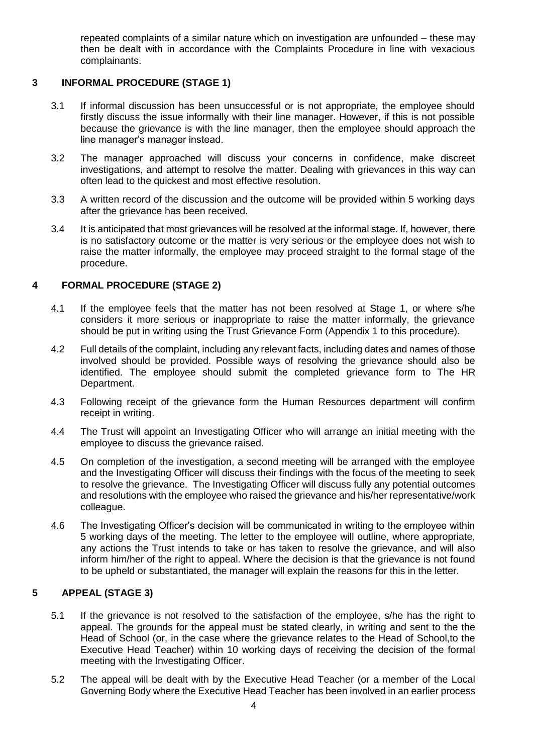repeated complaints of a similar nature which on investigation are unfounded – these may then be dealt with in accordance with the Complaints Procedure in line with vexacious complainants.

## 3 INFORMAL PROCEDURE (STAGE 1)

3.1 If informal discussion has been unsuccessful or is not appropriate, the employee should firstly discuss the issue informally with their line manager. However, if this is not possible because the grievance is with the line manager, then the employee should approach the line manager's manager instead.

3.2 The manager approached will discuss your concerns in confidence, make discreet investigations, and attempt to resolve the matter. Dealing with grievances in this way can often lead to the quickest and most effective resolution.

3.3 A written record of the discussion and the outcome will be provided within 5 working days after the grievance has been received.

3.4 It is anticipated that most grievances will be resolved at the informal stage. If, however, there is no satisfactory outcome or the matter is very serious or the employee does not wish to raise the matter informally, the employee may proceed straight to the formal stage of the procedure.

## 4 FORMAL PROCEDURE (STAGE 2)

4.1 If the employee feels that the matter has not been resolved at Stage 1, or where s/he considers it more serious or inappropriate to raise the matter informally, the grievance should be put in writing using the Trust Grievance Form (Appendix 1 to this procedure).

4.2 Full details of the complaint, including any relevant facts, including dates and names of those involved should be provided. Possible ways of resolving the grievance should also be identified. The employee should submit the completed grievance form to The HR Department.

4.3 Following receipt of the grievance form the Human Resources department will confirm receipt in writing.

4.4 The Trust will appoint an Investigating Officer who will arrange an initial meeting with the employee to discuss the grievance raised.

4.5 On completion of the investigation, a second meeting will be arranged with the employee and the Investigating Officer will discuss their findings with the focus of the meeting to seek to resolve the grievance. The Investigating Officer will discuss fully any potential outcomes and resolutions with the employee who raised the grievance and his/her representative/work colleague.

4.6 The Investigating Officer's decision will be communicated in writing to the employee within 5 working days of the meeting. The letter to the employee will outline, where appropriate, any actions the Trust intends to take or has taken to resolve the grievance, and will also inform him/her of the right to appeal. Where the decision is that the grievance is not found to be upheld or substantiated, the manager will explain the reasons for this in the letter.

## 5 APPEAL (STAGE 3)

5.1 If the grievance is not resolved to the satisfaction of the employee, s/he has the right to appeal. The grounds for the appeal must be stated clearly, in writing and sent to the the Head of School (or, in the case where the grievance relates to the Head of School,to the Executive Head Teacher) within 10 working days of receiving the decision of the formal meeting with the Investigating Officer.

5.2 The appeal will be dealt with by the Executive Head Teacher (or a member of the Local Governing Body where the Executive Head Teacher has been involved in an earlier process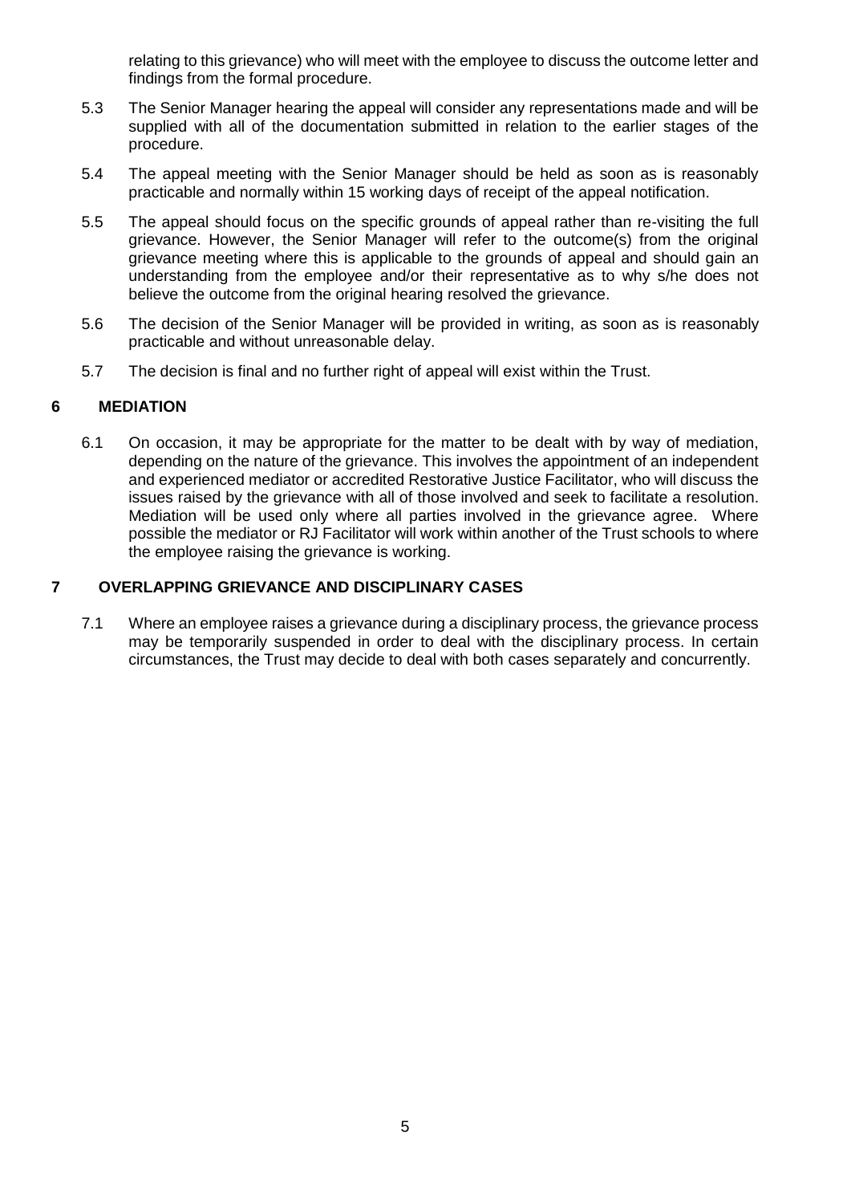relating to this grievance) who will meet with the employee to discuss the outcome letter and findings from the formal procedure.

5.3 The Senior Manager hearing the appeal will consider any representations made and will be supplied with all of the documentation submitted in relation to the earlier stages of the procedure.

5.4 The appeal meeting with the Senior Manager should be held as soon as is reasonably practicable and normally within 15 working days of receipt of the appeal notification.

5.5 The appeal should focus on the specific grounds of appeal rather than re-visiting the full grievance. However, the Senior Manager will refer to the outcome(s) from the original grievance meeting where this is applicable to the grounds of appeal and should gain an understanding from the employee and/or their representative as to why s/he does not believe the outcome from the original hearing resolved the grievance.

5.6 The decision of the Senior Manager will be provided in writing, as soon as is reasonably practicable and without unreasonable delay.

5.7 The decision is final and no further right of appeal will exist within the Trust.

## 6 MEDIATION

6.1 On occasion, it may be appropriate for the matter to be dealt with by way of mediation, depending on the nature of the grievance. This involves the appointment of an independent and experienced mediator or accredited Restorative Justice Facilitator, who will discuss the issues raised by the grievance with all of those involved and seek to facilitate a resolution. Mediation will be used only where all parties involved in the grievance agree. Where possible the mediator or RJ Facilitator will work within another of the Trust schools to where the employee raising the grievance is working.

## 7 OVERLAPPING GRIEVANCE AND DISCIPLINARY CASES

7.1 Where an employee raises a grievance during a disciplinary process, the grievance process may be temporarily suspended in order to deal with the disciplinary process. In certain circumstances, the Trust may decide to deal with both cases separately and concurrently.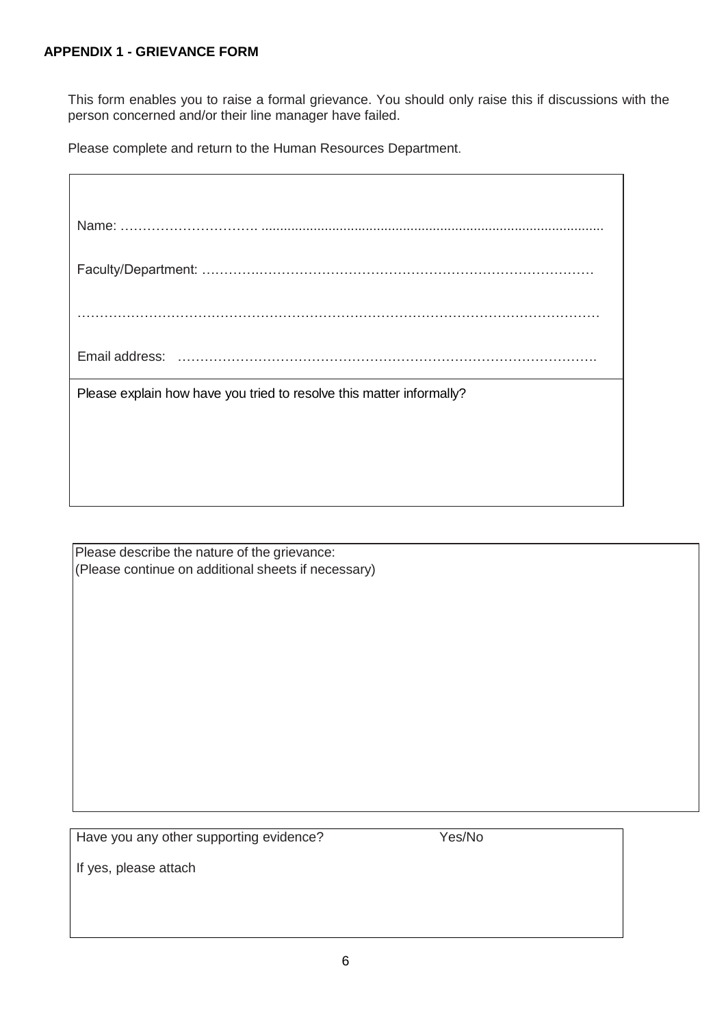**APPENDIX 1 - GRIEVANCE FORM**

This form enables you to raise a formal grievance. You should only raise this if discussions with the person concerned and/or their line manager have failed.

Please complete and return to the Human Resources Department.

Name: …………………………. ..........................................................................................

Faculty/Department: ………..……………………………………………………………………

……………………………………………………………………………………………………

Email address: ………………………………………………………………………………….

Please explain how have you tried to resolve this matter informally?

Please describe the nature of the grievance:
(Please continue on additional sheets if necessary)

Have you any other supporting evidence? Yes/No

If yes, please attach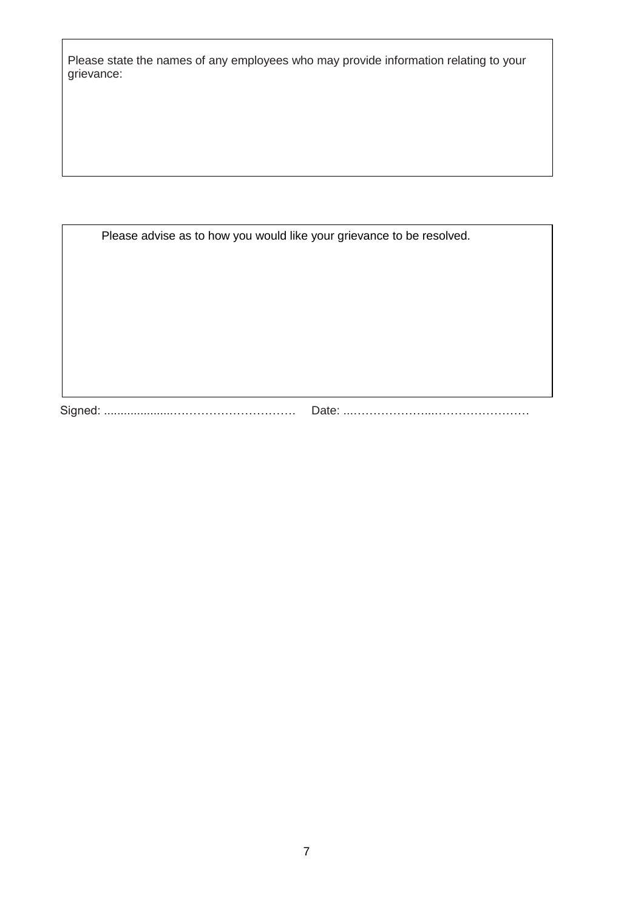Please state the names of any employees who may provide information relating to your grievance:

Please advise as to how you would like your grievance to be resolved.

Signed: .....................…………………………    Date: ...………………...……………………